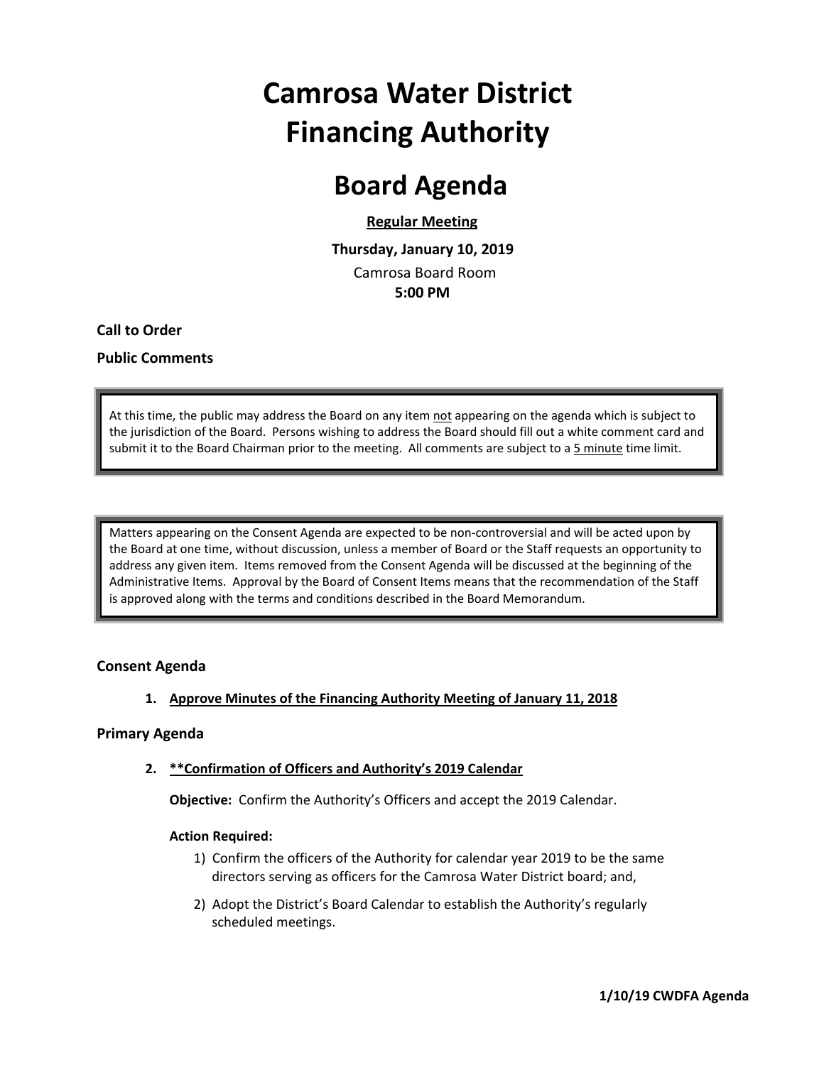# Camrosa Water District Financing Authority

# Board Agenda

**Regular Meeting**

**Thursday, January 10, 2019**

Camrosa Board Room

**5:00 PM**

**Call to Order**

**Public Comments**

> At this time, the public may address the Board on any item not appearing on the agenda which is subject to the jurisdiction of the Board. Persons wishing to address the Board should fill out a white comment card and submit it to the Board Chairman prior to the meeting. All comments are subject to a 5 minute time limit.

> Matters appearing on the Consent Agenda are expected to be non-controversial and will be acted upon by the Board at one time, without discussion, unless a member of Board or the Staff requests an opportunity to address any given item. Items removed from the Consent Agenda will be discussed at the beginning of the Administrative Items. Approval by the Board of Consent Items means that the recommendation of the Staff is approved along with the terms and conditions described in the Board Memorandum.

### Consent Agenda

1. **Approve Minutes of the Financing Authority Meeting of January 11, 2018**

### Primary Agenda

2. **\*\*Confirmation of Officers and Authority's 2019 Calendar**

   **Objective:** Confirm the Authority's Officers and accept the 2019 Calendar.

   **Action Required:**

   1) Confirm the officers of the Authority for calendar year 2019 to be the same directors serving as officers for the Camrosa Water District board; and,
   2) Adopt the District's Board Calendar to establish the Authority's regularly scheduled meetings.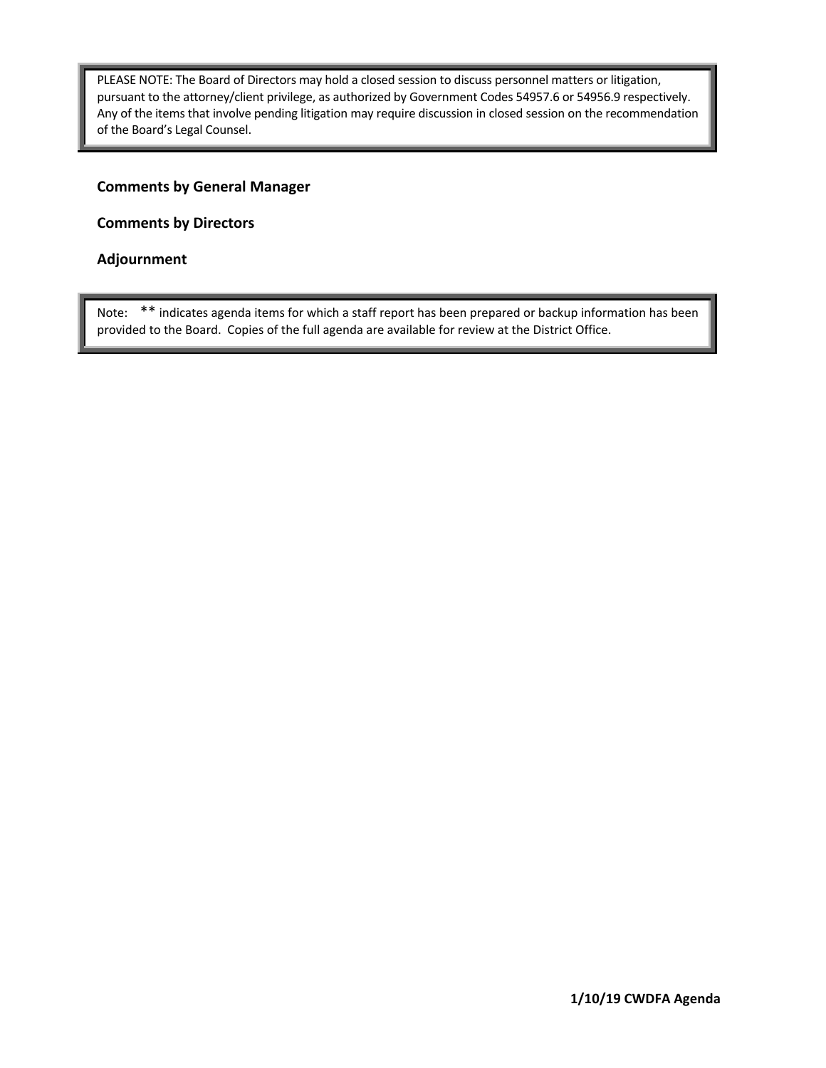PLEASE NOTE: The Board of Directors may hold a closed session to discuss personnel matters or litigation, pursuant to the attorney/client privilege, as authorized by Government Codes 54957.6 or 54956.9 respectively. Any of the items that involve pending litigation may require discussion in closed session on the recommendation of the Board's Legal Counsel.

**Comments by General Manager**

**Comments by Directors**

**Adjournment**

Note: ** indicates agenda items for which a staff report has been prepared or backup information has been provided to the Board. Copies of the full agenda are available for review at the District Office.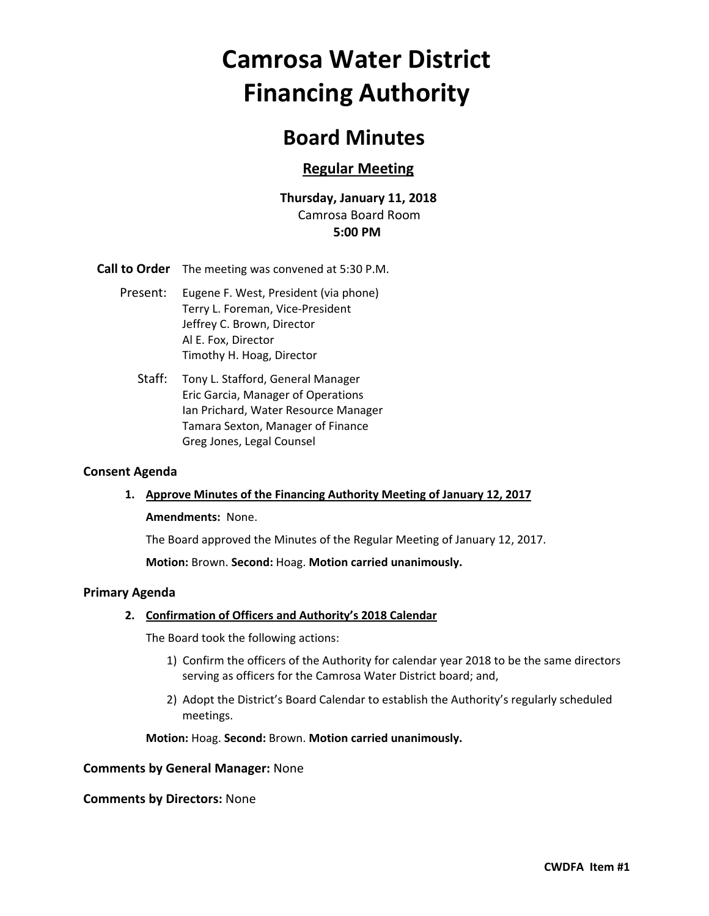# Camrosa Water District Financing Authority

## Board Minutes

### Regular Meeting

**Thursday, January 11, 2018**
Camrosa Board Room
**5:00 PM**

**Call to Order** The meeting was convened at 5:30 P.M.

Present:
Eugene F. West, President (via phone)
Terry L. Foreman, Vice-President
Jeffrey C. Brown, Director
Al E. Fox, Director
Timothy H. Hoag, Director

Staff:
Tony L. Stafford, General Manager
Eric Garcia, Manager of Operations
Ian Prichard, Water Resource Manager
Tamara Sexton, Manager of Finance
Greg Jones, Legal Counsel

**Consent Agenda**

1. **Approve Minutes of the Financing Authority Meeting of January 12, 2017**

   **Amendments:** None.

   The Board approved the Minutes of the Regular Meeting of January 12, 2017.

   **Motion:** Brown. **Second:** Hoag. **Motion carried unanimously.**

**Primary Agenda**

2. **Confirmation of Officers and Authority's 2018 Calendar**

   The Board took the following actions:

   1) Confirm the officers of the Authority for calendar year 2018 to be the same directors serving as officers for the Camrosa Water District board; and,
   2) Adopt the District's Board Calendar to establish the Authority's regularly scheduled meetings.

   **Motion:** Hoag. **Second:** Brown. **Motion carried unanimously.**

**Comments by General Manager:** None

**Comments by Directors:** None

CWDFA Item #1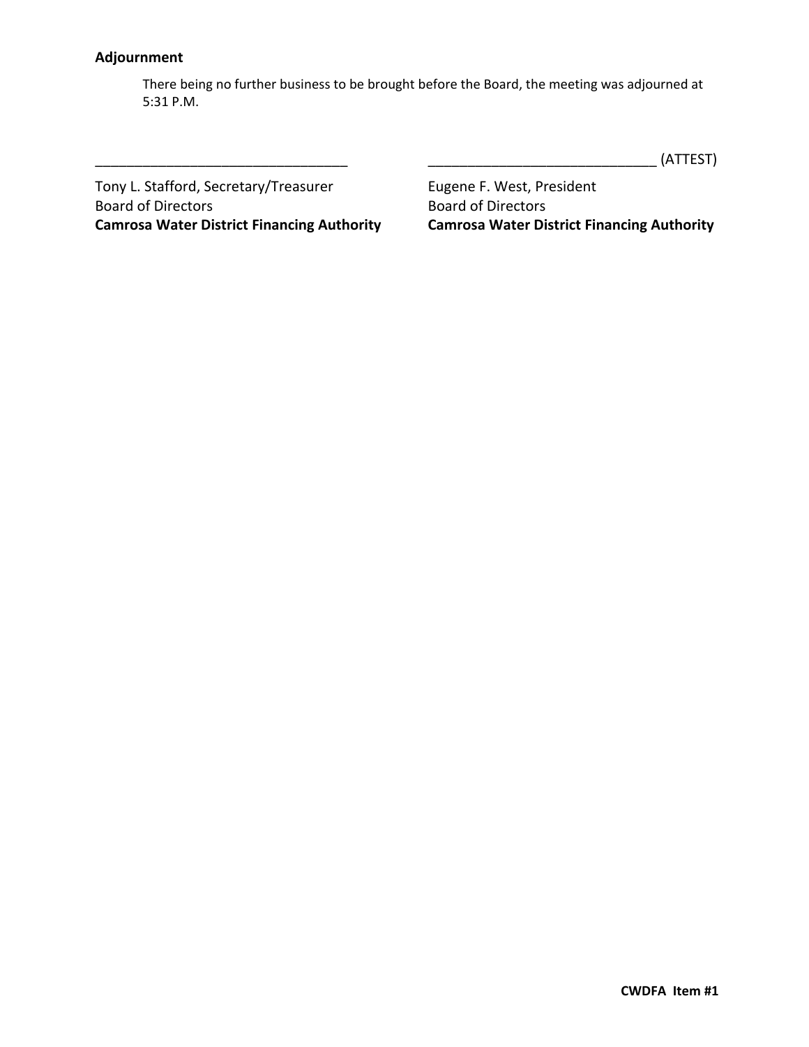## Adjournment

There being no further business to be brought before the Board, the meeting was adjourned at 5:31 P.M.

_________________________________ _____________________________ (ATTEST)

Tony L. Stafford, Secretary/Treasurer
Board of Directors
**Camrosa Water District Financing Authority**

Eugene F. West, President
Board of Directors
**Camrosa Water District Financing Authority**

**CWDFA Item #1**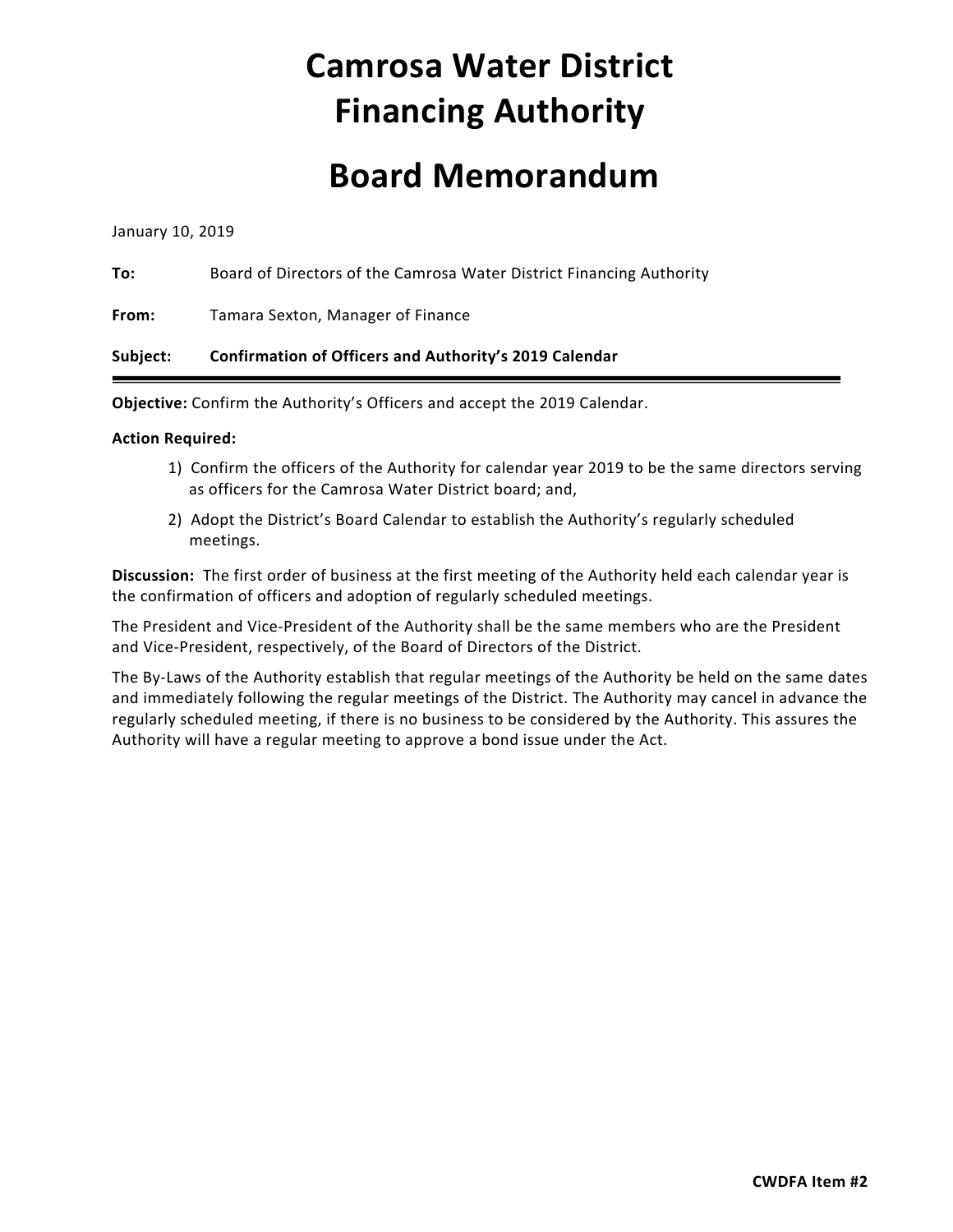# Camrosa Water District Financing Authority

# Board Memorandum

January 10, 2019

**To:** Board of Directors of the Camrosa Water District Financing Authority

**From:** Tamara Sexton, Manager of Finance

**Subject:** **Confirmation of Officers and Authority's 2019 Calendar**

---

**Objective:** Confirm the Authority's Officers and accept the 2019 Calendar.

**Action Required:**

1) Confirm the officers of the Authority for calendar year 2019 to be the same directors serving as officers for the Camrosa Water District board; and,
2) Adopt the District's Board Calendar to establish the Authority's regularly scheduled meetings.

**Discussion:** The first order of business at the first meeting of the Authority held each calendar year is the confirmation of officers and adoption of regularly scheduled meetings.

The President and Vice-President of the Authority shall be the same members who are the President and Vice-President, respectively, of the Board of Directors of the District.

The By-Laws of the Authority establish that regular meetings of the Authority be held on the same dates and immediately following the regular meetings of the District. The Authority may cancel in advance the regularly scheduled meeting, if there is no business to be considered by the Authority. This assures the Authority will have a regular meeting to approve a bond issue under the Act.

**CWDFA Item #2**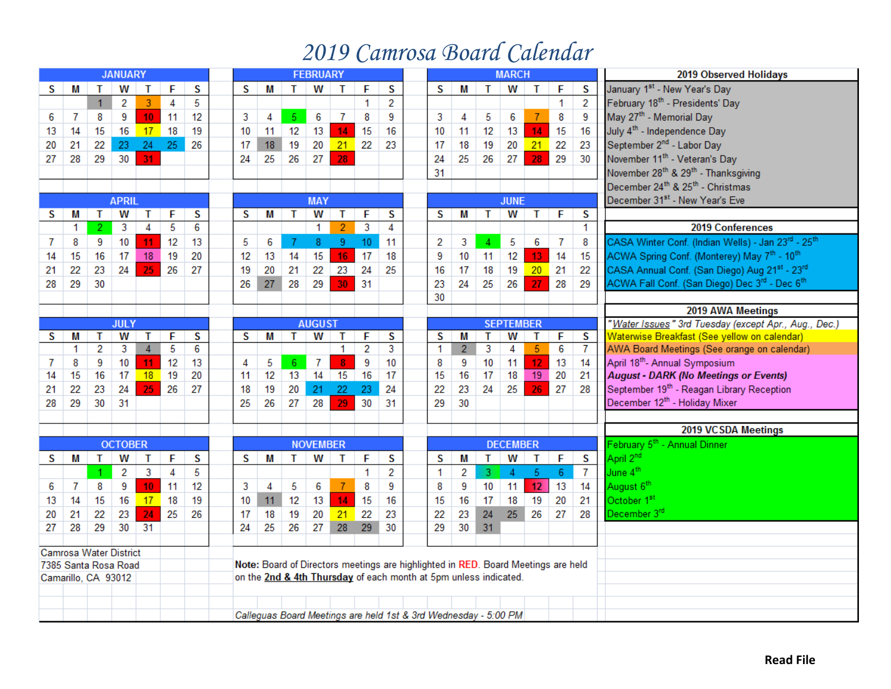# 2019 Camrosa Board Calendar

### JANUARY

| S | M | T | W | T | F | S |
|---|---|---|---|---|---|---|
| | | 1 | 2 | 3 | 4 | 5 |
| 6 | 7 | 8 | 9 | 10 | 11 | 12 |
| 13 | 14 | 15 | 16 | 17 | 18 | 19 |
| 20 | 21 | 22 | 23 | 24 | 25 | 26 |
| 27 | 28 | 29 | 30 | 31 | | |

### FEBRUARY

| S | M | T | W | T | F | S |
|---|---|---|---|---|---|---|
| | | | | | 1 | 2 |
| 3 | 4 | 5 | 6 | 7 | 8 | 9 |
| 10 | 11 | 12 | 13 | 14 | 15 | 16 |
| 17 | 18 | 19 | 20 | 21 | 22 | 23 |
| 24 | 25 | 26 | 27 | 28 | | |

### MARCH

| S | M | T | W | T | F | S |
|---|---|---|---|---|---|---|
| | | | | | 1 | 2 |
| 3 | 4 | 5 | 6 | 7 | 8 | 9 |
| 10 | 11 | 12 | 13 | 14 | 15 | 16 |
| 17 | 18 | 19 | 20 | 21 | 22 | 23 |
| 24 | 25 | 26 | 27 | 28 | 29 | 30 |
| 31 | | | | | | |

### APRIL

| S | M | T | W | T | F | S |
|---|---|---|---|---|---|---|
| | 1 | 2 | 3 | 4 | 5 | 6 |
| 7 | 8 | 9 | 10 | 11 | 12 | 13 |
| 14 | 15 | 16 | 17 | 18 | 19 | 20 |
| 21 | 22 | 23 | 24 | 25 | 26 | 27 |
| 28 | 29 | 30 | | | | |

### MAY

| S | M | T | W | T | F | S |
|---|---|---|---|---|---|---|
| | | | 1 | 2 | 3 | 4 |
| 5 | 6 | 7 | 8 | 9 | 10 | 11 |
| 12 | 13 | 14 | 15 | 16 | 17 | 18 |
| 19 | 20 | 21 | 22 | 23 | 24 | 25 |
| 26 | 27 | 28 | 29 | 30 | 31 | |

### JUNE

| S | M | T | W | T | F | S |
|---|---|---|---|---|---|---|
| | | | | | | 1 |
| 2 | 3 | 4 | 5 | 6 | 7 | 8 |
| 9 | 10 | 11 | 12 | 13 | 14 | 15 |
| 16 | 17 | 18 | 19 | 20 | 21 | 22 |
| 23 | 24 | 25 | 26 | 27 | 28 | 29 |
| 30 | | | | | | |

### JULY

| S | M | T | W | T | F | S |
|---|---|---|---|---|---|---|
| | 1 | 2 | 3 | 4 | 5 | 6 |
| 7 | 8 | 9 | 10 | 11 | 12 | 13 |
| 14 | 15 | 16 | 17 | 18 | 19 | 20 |
| 21 | 22 | 23 | 24 | 25 | 26 | 27 |
| 28 | 29 | 30 | 31 | | | |

### AUGUST

| S | M | T | W | T | F | S |
|---|---|---|---|---|---|---|
| | | | | 1 | 2 | 3 |
| 4 | 5 | 6 | 7 | 8 | 9 | 10 |
| 11 | 12 | 13 | 14 | 15 | 16 | 17 |
| 18 | 19 | 20 | 21 | 22 | 23 | 24 |
| 25 | 26 | 27 | 28 | 29 | 30 | 31 |

### SEPTEMBER

| S | M | T | W | T | F | S |
|---|---|---|---|---|---|---|
| 1 | 2 | 3 | 4 | 5 | 6 | 7 |
| 8 | 9 | 10 | 11 | 12 | 13 | 14 |
| 15 | 16 | 17 | 18 | 19 | 20 | 21 |
| 22 | 23 | 24 | 25 | 26 | 27 | 28 |
| 29 | 30 | | | | | |

### OCTOBER

| S | M | T | W | T | F | S |
|---|---|---|---|---|---|---|
| | | 1 | 2 | 3 | 4 | 5 |
| 6 | 7 | 8 | 9 | 10 | 11 | 12 |
| 13 | 14 | 15 | 16 | 17 | 18 | 19 |
| 20 | 21 | 22 | 23 | 24 | 25 | 26 |
| 27 | 28 | 29 | 30 | 31 | | |

### NOVEMBER

| S | M | T | W | T | F | S |
|---|---|---|---|---|---|---|
| | | | | | 1 | 2 |
| 3 | 4 | 5 | 6 | 7 | 8 | 9 |
| 10 | 11 | 12 | 13 | 14 | 15 | 16 |
| 17 | 18 | 19 | 20 | 21 | 22 | 23 |
| 24 | 25 | 26 | 27 | 28 | 29 | 30 |

### DECEMBER

| S | M | T | W | T | F | S |
|---|---|---|---|---|---|---|
| 1 | 2 | 3 | 4 | 5 | 6 | 7 |
| 8 | 9 | 10 | 11 | 12 | 13 | 14 |
| 15 | 16 | 17 | 18 | 19 | 20 | 21 |
| 22 | 23 | 24 | 25 | 26 | 27 | 28 |
| 29 | 30 | 31 | | | | |

### 2019 Observed Holidays

- January 1st - New Year's Day
- February 18th - Presidents' Day
- May 27th - Memorial Day
- July 4th - Independence Day
- September 2nd - Labor Day
- November 11th - Veteran's Day
- November 28th & 29th - Thanksgiving
- December 24th & 25th - Christmas
- December 31st - New Year's Eve

### 2019 Conferences

- CASA Winter Conf. (Indian Wells) - Jan 23rd - 25th
- ACWA Spring Conf. (Monterey) May 7th - 10th
- CASA Annual Conf. (San Diego) Aug 21st - 23rd
- ACWA Fall Conf. (San Diego) Dec 3rd - Dec 6th

### 2019 AWA Meetings

- "*Water Issues*" 3rd Tuesday (except Apr., Aug., Dec.)
- Waterwise Breakfast (See yellow on calendar)
- AWA Board Meetings (See orange on calendar)
- April 18th- Annual Symposium
- ***August - DARK (No Meetings or Events)***
- September 19th - Reagan Library Reception
- December 12th - Holiday Mixer

### 2019 VCSDA Meetings

- February 5th - Annual Dinner
- April 2nd
- June 4th
- August 6th
- October 1st
- December 3rd

Camrosa Water District
7385 Santa Rosa Road
Camarillo, CA 93012

**Note:** Board of Directors meetings are highlighted in RED. Board Meetings are held on the **2nd & 4th Thursday** of each month at 5pm unless indicated.

*Calleguas Board Meetings are held 1st & 3rd Wednesday - 5:00 PM*

**Read File**